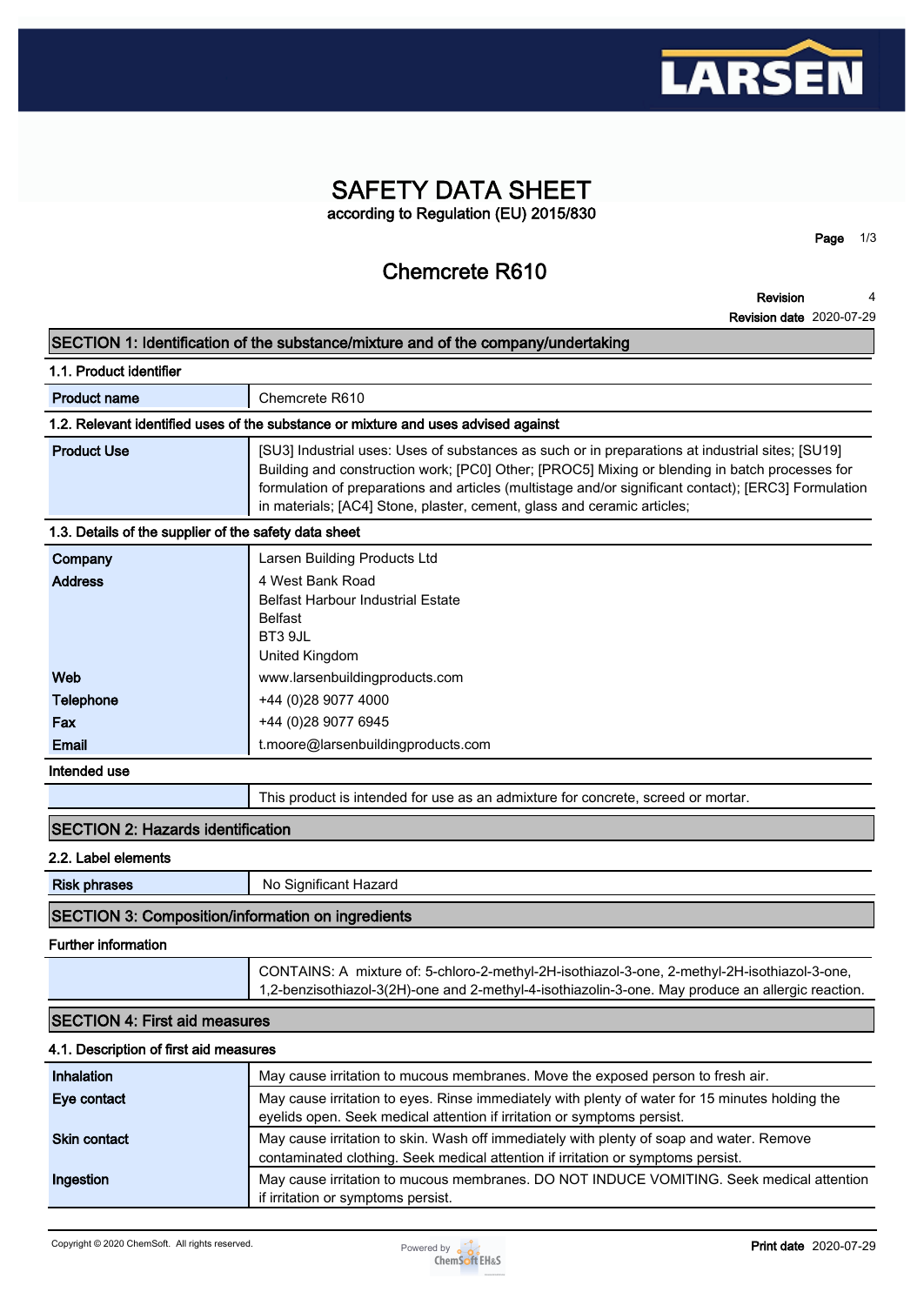# SAFETY DATA SHEET

according to Regulation (EU) 2015/830

## Chemcrete R610

**Revision** 4

**Revision date** 2020-07-29

## SECTION 1: Identification of the substance/mixture and of the company/undertaking

### 1.1. Product identifier

| | |
|---|---|
| **Product name** | Chemcrete R610 |

### 1.2. Relevant identified uses of the substance or mixture and uses advised against

| | |
|---|---|
| **Product Use** | [SU3] Industrial uses: Uses of substances as such or in preparations at industrial sites; [SU19] Building and construction work; [PC0] Other; [PROC5] Mixing or blending in batch processes for formulation of preparations and articles (multistage and/or significant contact); [ERC3] Formulation in materials; [AC4] Stone, plaster, cement, glass and ceramic articles; |

### 1.3. Details of the supplier of the safety data sheet

| | |
|---|---|
| **Company** | Larsen Building Products Ltd |
| **Address** | 4 West Bank Road<br>Belfast Harbour Industrial Estate<br>Belfast<br>BT3 9JL<br>United Kingdom |
| **Web** | www.larsenbuildingproducts.com |
| **Telephone** | +44 (0)28 9077 4000 |
| **Fax** | +44 (0)28 9077 6945 |
| **Email** | t.moore@larsenbuildingproducts.com |

### Intended use

| | |
|---|---|
| | This product is intended for use as an admixture for concrete, screed or mortar. |

## SECTION 2: Hazards identification

### 2.2. Label elements

| | |
|---|---|
| **Risk phrases** | No Significant Hazard |

## SECTION 3: Composition/information on ingredients

### Further information

| | |
|---|---|
| | CONTAINS: A mixture of: 5-chloro-2-methyl-2H-isothiazol-3-one, 2-methyl-2H-isothiazol-3-one, 1,2-benzisothiazol-3(2H)-one and 2-methyl-4-isothiazolin-3-one. May produce an allergic reaction. |

## SECTION 4: First aid measures

### 4.1. Description of first aid measures

| | |
|---|---|
| **Inhalation** | May cause irritation to mucous membranes. Move the exposed person to fresh air. |
| **Eye contact** | May cause irritation to eyes. Rinse immediately with plenty of water for 15 minutes holding the eyelids open. Seek medical attention if irritation or symptoms persist. |
| **Skin contact** | May cause irritation to skin. Wash off immediately with plenty of soap and water. Remove contaminated clothing. Seek medical attention if irritation or symptoms persist. |
| **Ingestion** | May cause irritation to mucous membranes. DO NOT INDUCE VOMITING. Seek medical attention if irritation or symptoms persist. |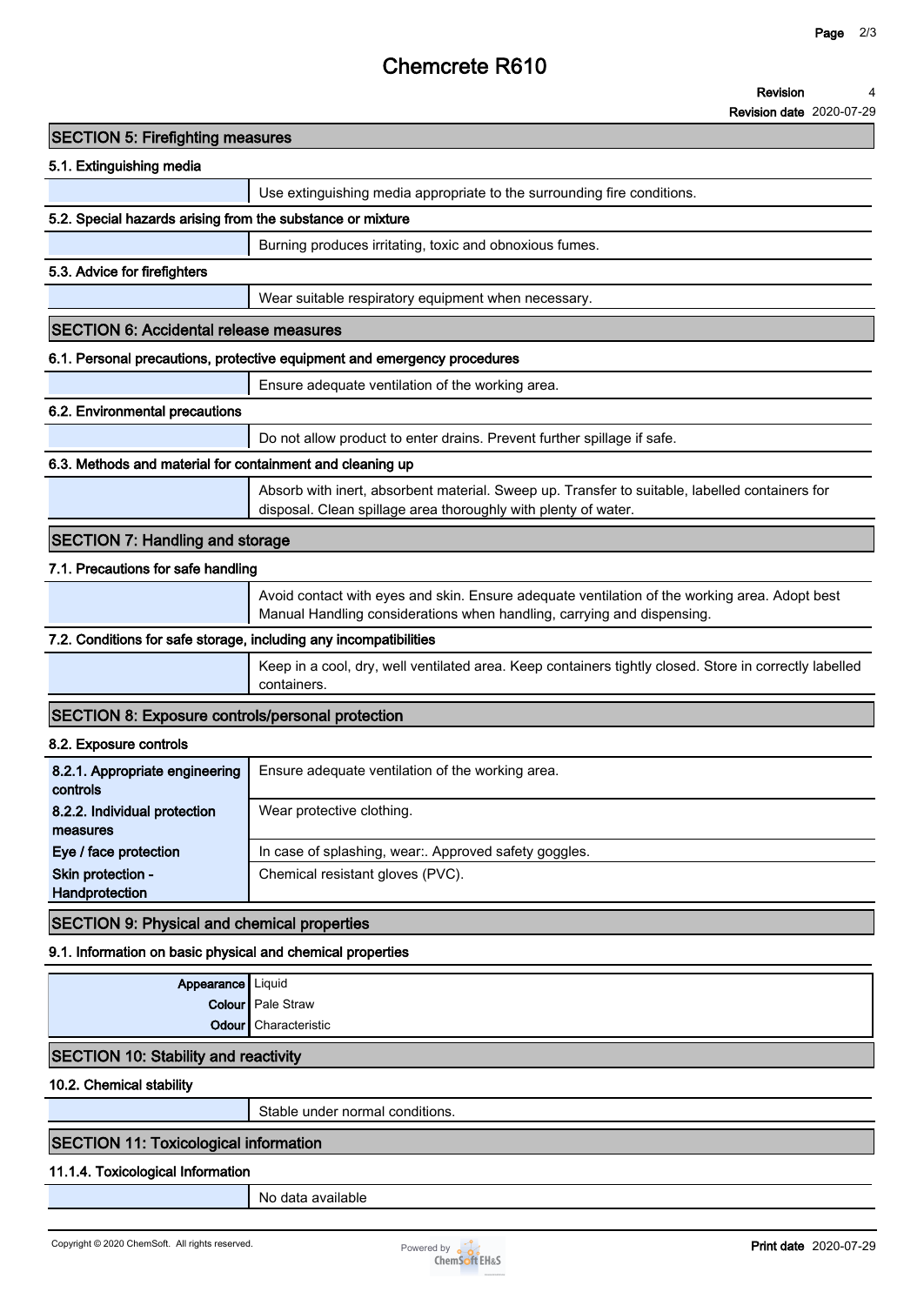## SECTION 5: Firefighting measures

### 5.1. Extinguishing media

| | |
|---|---|
| | Use extinguishing media appropriate to the surrounding fire conditions. |

### 5.2. Special hazards arising from the substance or mixture

| | |
|---|---|
| | Burning produces irritating, toxic and obnoxious fumes. |

### 5.3. Advice for firefighters

| | |
|---|---|
| | Wear suitable respiratory equipment when necessary. |

## SECTION 6: Accidental release measures

### 6.1. Personal precautions, protective equipment and emergency procedures

| | |
|---|---|
| | Ensure adequate ventilation of the working area. |

### 6.2. Environmental precautions

| | |
|---|---|
| | Do not allow product to enter drains. Prevent further spillage if safe. |

### 6.3. Methods and material for containment and cleaning up

| | |
|---|---|
| | Absorb with inert, absorbent material. Sweep up. Transfer to suitable, labelled containers for disposal. Clean spillage area thoroughly with plenty of water. |

## SECTION 7: Handling and storage

### 7.1. Precautions for safe handling

| | |
|---|---|
| | Avoid contact with eyes and skin. Ensure adequate ventilation of the working area. Adopt best Manual Handling considerations when handling, carrying and dispensing. |

### 7.2. Conditions for safe storage, including any incompatibilities

| | |
|---|---|
| | Keep in a cool, dry, well ventilated area. Keep containers tightly closed. Store in correctly labelled containers. |

## SECTION 8: Exposure controls/personal protection

### 8.2. Exposure controls

| | |
|---|---|
| **8.2.1. Appropriate engineering controls** | Ensure adequate ventilation of the working area. |
| **8.2.2. Individual protection measures** | Wear protective clothing. |
| **Eye / face protection** | In case of splashing, wear:. Approved safety goggles. |
| **Skin protection - Handprotection** | Chemical resistant gloves (PVC). |

## SECTION 9: Physical and chemical properties

### 9.1. Information on basic physical and chemical properties

| | |
|---|---|
| **Appearance** | Liquid |
| **Colour** | Pale Straw |
| **Odour** | Characteristic |

## SECTION 10: Stability and reactivity

### 10.2. Chemical stability

| | |
|---|---|
| | Stable under normal conditions. |

## SECTION 11: Toxicological information

### 11.1.4. Toxicological Information

| | |
|---|---|
| | No data available |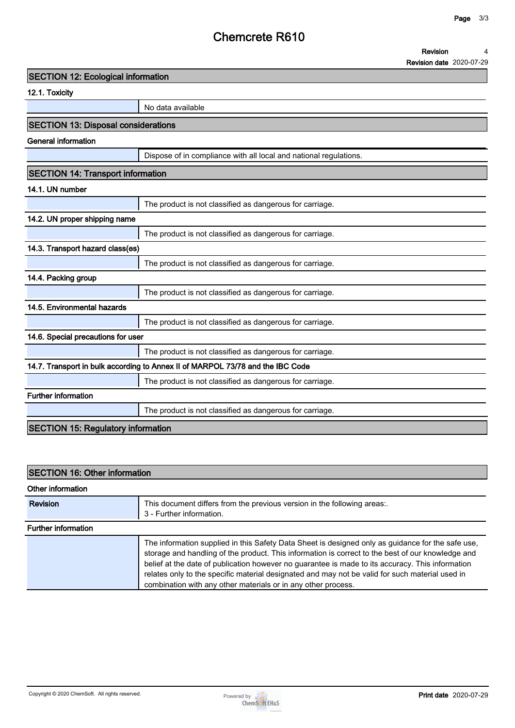## SECTION 12: Ecological information

### 12.1. Toxicity

| | |
|---|---|
| | No data available |

## SECTION 13: Disposal considerations

### General information

| | |
|---|---|
| | Dispose of in compliance with all local and national regulations. |

## SECTION 14: Transport information

### 14.1. UN number

| | |
|---|---|
| | The product is not classified as dangerous for carriage. |

### 14.2. UN proper shipping name

| | |
|---|---|
| | The product is not classified as dangerous for carriage. |

### 14.3. Transport hazard class(es)

| | |
|---|---|
| | The product is not classified as dangerous for carriage. |

### 14.4. Packing group

| | |
|---|---|
| | The product is not classified as dangerous for carriage. |

### 14.5. Environmental hazards

| | |
|---|---|
| | The product is not classified as dangerous for carriage. |

### 14.6. Special precautions for user

| | |
|---|---|
| | The product is not classified as dangerous for carriage. |

### 14.7. Transport in bulk according to Annex II of MARPOL 73/78 and the IBC Code

| | |
|---|---|
| | The product is not classified as dangerous for carriage. |

### Further information

| | |
|---|---|
| | The product is not classified as dangerous for carriage. |

## SECTION 15: Regulatory information

## SECTION 16: Other information

### Other information

| | |
|---|---|
| **Revision** | This document differs from the previous version in the following areas:.<br>3 - Further information. |

### Further information

| | |
|---|---|
| | The information supplied in this Safety Data Sheet is designed only as guidance for the safe use, storage and handling of the product. This information is correct to the best of our knowledge and belief at the date of publication however no guarantee is made to its accuracy. This information relates only to the specific material designated and may not be valid for such material used in combination with any other materials or in any other process. |